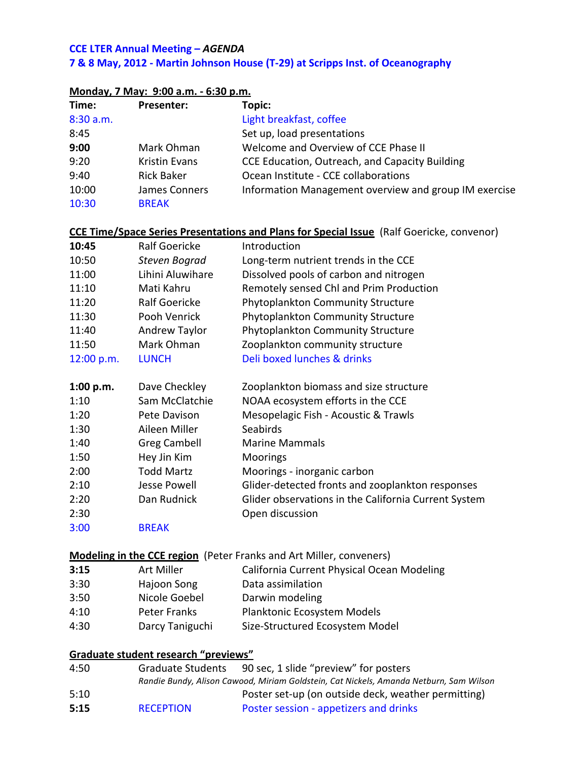**CCE LTER Annual Meeting – *AGENDA***

**7 & 8 May, 2012 - Martin Johnson House (T-29) at Scripps Inst. of Oceanography**

**Monday, 7 May: 9:00 a.m. - 6:30 p.m.**

| Time: | Presenter: | Topic: |
|---|---|---|
| 8:30 a.m. | | Light breakfast, coffee |
| 8:45 | | Set up, load presentations |
| **9:00** | Mark Ohman | Welcome and Overview of CCE Phase II |
| 9:20 | Kristin Evans | CCE Education, Outreach, and Capacity Building |
| 9:40 | Rick Baker | Ocean Institute - CCE collaborations |
| 10:00 | James Conners | Information Management overview and group IM exercise |
| 10:30 | BREAK | |

**CCE Time/Space Series Presentations and Plans for Special Issue** (Ralf Goericke, convenor)

| Time | Presenter | Topic |
|---|---|---|
| **10:45** | Ralf Goericke | Introduction |
| 10:50 | *Steven Bograd* | Long-term nutrient trends in the CCE |
| 11:00 | Lihini Aluwihare | Dissolved pools of carbon and nitrogen |
| 11:10 | Mati Kahru | Remotely sensed Chl and Prim Production |
| 11:20 | Ralf Goericke | Phytoplankton Community Structure |
| 11:30 | Pooh Venrick | Phytoplankton Community Structure |
| 11:40 | Andrew Taylor | Phytoplankton Community Structure |
| 11:50 | Mark Ohman | Zooplankton community structure |
| 12:00 p.m. | LUNCH | Deli boxed lunches & drinks |
| **1:00 p.m.** | Dave Checkley | Zooplankton biomass and size structure |
| 1:10 | Sam McClatchie | NOAA ecosystem efforts in the CCE |
| 1:20 | Pete Davison | Mesopelagic Fish - Acoustic & Trawls |
| 1:30 | Aileen Miller | Seabirds |
| 1:40 | Greg Cambell | Marine Mammals |
| 1:50 | Hey Jin Kim | Moorings |
| 2:00 | Todd Martz | Moorings - inorganic carbon |
| 2:10 | Jesse Powell | Glider-detected fronts and zooplankton responses |
| 2:20 | Dan Rudnick | Glider observations in the California Current System |
| 2:30 | | Open discussion |
| 3:00 | BREAK | |

**Modeling in the CCE region** (Peter Franks and Art Miller, conveners)

| Time | Presenter | Topic |
|---|---|---|
| **3:15** | Art Miller | California Current Physical Ocean Modeling |
| 3:30 | Hajoon Song | Data assimilation |
| 3:50 | Nicole Goebel | Darwin modeling |
| 4:10 | Peter Franks | Planktonic Ecosystem Models |
| 4:30 | Darcy Taniguchi | Size-Structured Ecosystem Model |

**Graduate student research "previews"**

| Time | Presenter | Topic |
|---|---|---|
| 4:50 | Graduate Students | 90 sec, 1 slide "preview" for posters |
| | *Randie Bundy, Alison Cawood, Miriam Goldstein, Cat Nickels, Amanda Netburn, Sam Wilson* | |
| 5:10 | | Poster set-up (on outside deck, weather permitting) |
| **5:15** | RECEPTION | Poster session - appetizers and drinks |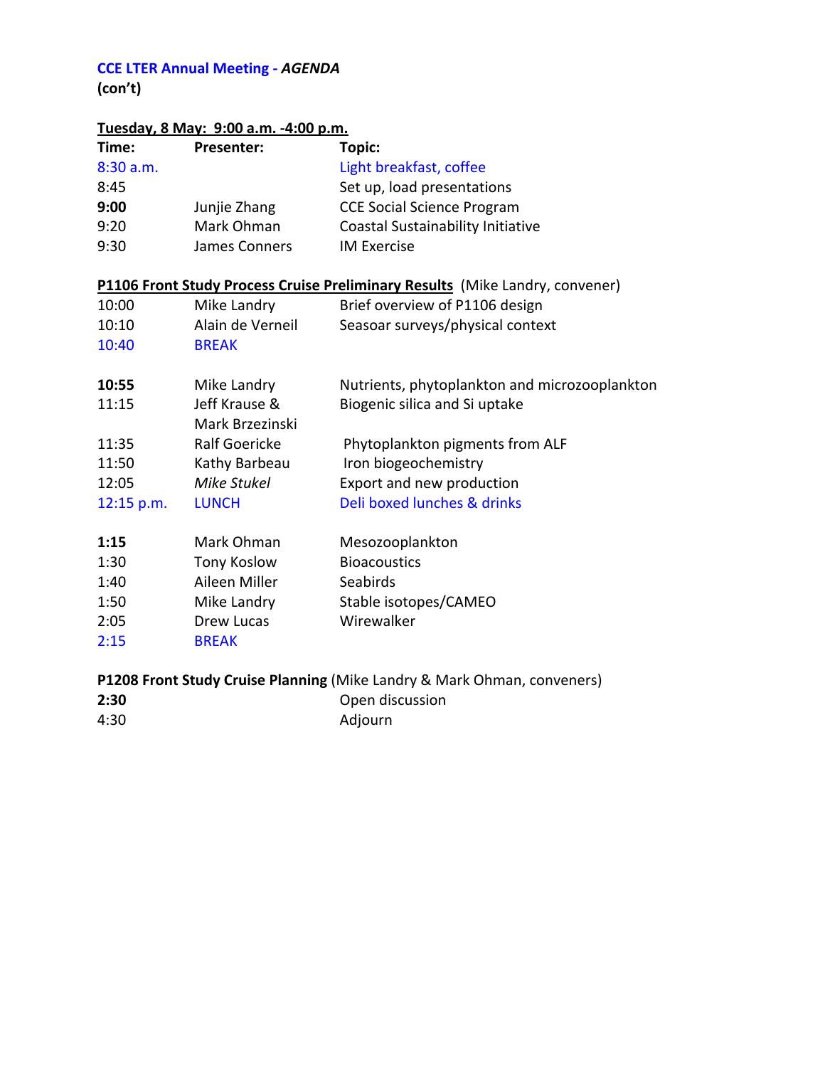**CCE LTER Annual Meeting - *AGENDA***
**(con't)**

**Tuesday, 8 May: 9:00 a.m. -4:00 p.m.**

| Time: | Presenter: | Topic: |
|---|---|---|
| 8:30 a.m. | | Light breakfast, coffee |
| 8:45 | | Set up, load presentations |
| **9:00** | Junjie Zhang | CCE Social Science Program |
| 9:20 | Mark Ohman | Coastal Sustainability Initiative |
| 9:30 | James Conners | IM Exercise |

**P1106 Front Study Process Cruise Preliminary Results** (Mike Landry, convener)

| | | |
|---|---|---|
| 10:00 | Mike Landry | Brief overview of P1106 design |
| 10:10 | Alain de Verneil | Seasoar surveys/physical context |
| 10:40 | BREAK | |
| **10:55** | Mike Landry | Nutrients, phytoplankton and microzooplankton |
| 11:15 | Jeff Krause & Mark Brzezinski | Biogenic silica and Si uptake |
| 11:35 | Ralf Goericke | Phytoplankton pigments from ALF |
| 11:50 | Kathy Barbeau | Iron biogeochemistry |
| 12:05 | *Mike Stukel* | Export and new production |
| 12:15 p.m. | LUNCH | Deli boxed lunches & drinks |
| **1:15** | Mark Ohman | Mesozooplankton |
| 1:30 | Tony Koslow | Bioacoustics |
| 1:40 | Aileen Miller | Seabirds |
| 1:50 | Mike Landry | Stable isotopes/CAMEO |
| 2:05 | Drew Lucas | Wirewalker |
| 2:15 | BREAK | |

**P1208 Front Study Cruise Planning** (Mike Landry & Mark Ohman, conveners)

| | | |
|---|---|---|
| **2:30** | | Open discussion |
| 4:30 | | Adjourn |